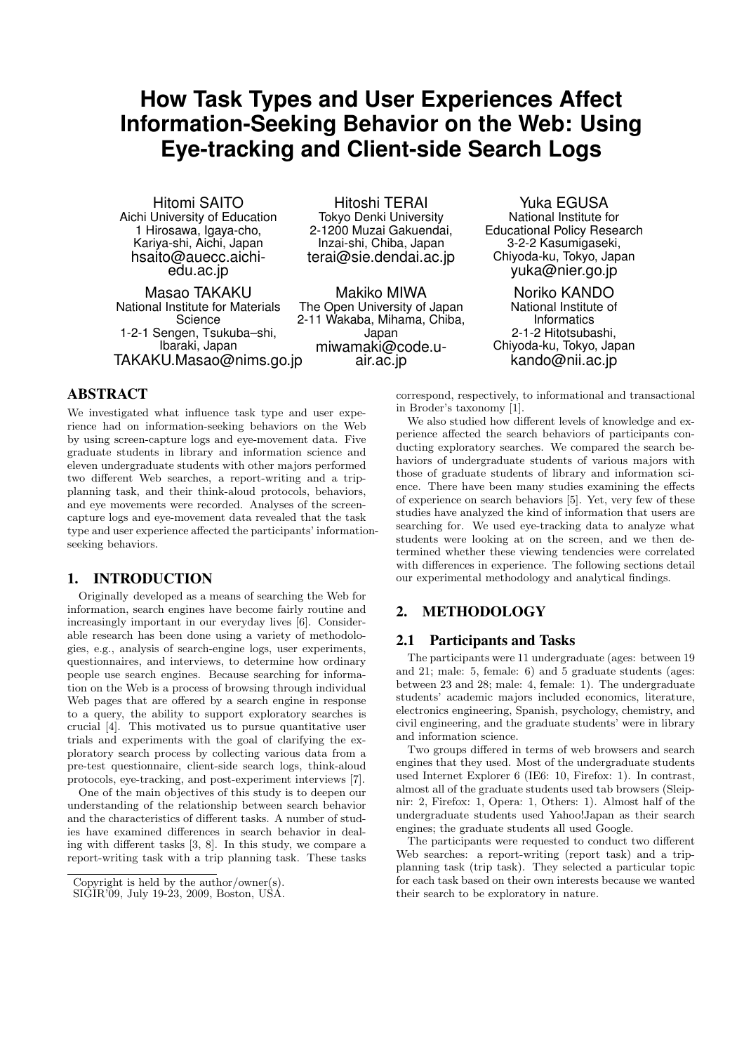# How Task Types and User Experiences Affect Information-Seeking Behavior on the Web: Using Eye-tracking and Client-side Search Logs

Hitomi SAITO
Aichi University of Education
1 Hirosawa, Igaya-cho, Kariya-shi, Aichi, Japan
hsaito@auecc.aichi-edu.ac.jp

Hitoshi TERAI
Tokyo Denki University
2-1200 Muzai Gakuendai, Inzai-shi, Chiba, Japan
terai@sie.dendai.ac.jp

Yuka EGUSA
National Institute for Educational Policy Research
3-2-2 Kasumigaseki, Chiyoda-ku, Tokyo, Japan
yuka@nier.go.jp

Masao TAKAKU
National Institute for Materials Science
1-2-1 Sengen, Tsukuba–shi, Ibaraki, Japan
TAKAKU.Masao@nims.go.jp

Makiko MIWA
The Open University of Japan
2-11 Wakaba, Mihama, Chiba, Japan
miwamaki@code.u-air.ac.jp

Noriko KANDO
National Institute of Informatics
2-1-2 Hitotsubashi, Chiyoda-ku, Tokyo, Japan
kando@nii.ac.jp

## ABSTRACT

We investigated what influence task type and user experience had on information-seeking behaviors on the Web by using screen-capture logs and eye-movement data. Five graduate students in library and information science and eleven undergraduate students with other majors performed two different Web searches, a report-writing and a trip-planning task, and their think-aloud protocols, behaviors, and eye movements were recorded. Analyses of the screen-capture logs and eye-movement data revealed that the task type and user experience affected the participants' information-seeking behaviors.

## 1. INTRODUCTION

Originally developed as a means of searching the Web for information, search engines have become fairly routine and increasingly important in our everyday lives [6]. Considerable research has been done using a variety of methodologies, e.g., analysis of search-engine logs, user experiments, questionnaires, and interviews, to determine how ordinary people use search engines. Because searching for information on the Web is a process of browsing through individual Web pages that are offered by a search engine in response to a query, the ability to support exploratory searches is crucial [4]. This motivated us to pursue quantitative user trials and experiments with the goal of clarifying the exploratory search process by collecting various data from a pre-test questionnaire, client-side search logs, think-aloud protocols, eye-tracking, and post-experiment interviews [7].

One of the main objectives of this study is to deepen our understanding of the relationship between search behavior and the characteristics of different tasks. A number of studies have examined differences in search behavior in dealing with different tasks [3, 8]. In this study, we compare a report-writing task with a trip planning task. These tasks correspond, respectively, to informational and transactional in Broder's taxonomy [1].

We also studied how different levels of knowledge and experience affected the search behaviors of participants conducting exploratory searches. We compared the search behaviors of undergraduate students of various majors with those of graduate students of library and information science. There have been many studies examining the effects of experience on search behaviors [5]. Yet, very few of these studies have analyzed the kind of information that users are searching for. We used eye-tracking data to analyze what students were looking at on the screen, and we then determined whether these viewing tendencies were correlated with differences in experience. The following sections detail our experimental methodology and analytical findings.

Copyright is held by the author/owner(s).
SIGIR'09, July 19-23, 2009, Boston, USA.

## 2. METHODOLOGY

### 2.1 Participants and Tasks

The participants were 11 undergraduate (ages: between 19 and 21; male: 5, female: 6) and 5 graduate students (ages: between 23 and 28; male: 4, female: 1). The undergraduate students' academic majors included economics, literature, electronics engineering, Spanish, psychology, chemistry, and civil engineering, and the graduate students' were in library and information science.

Two groups differed in terms of web browsers and search engines that they used. Most of the undergraduate students used Internet Explorer 6 (IE6: 10, Firefox: 1). In contrast, almost all of the graduate students used tab browsers (Sleipnir: 2, Firefox: 1, Opera: 1, Others: 1). Almost half of the undergraduate students used Yahoo!Japan as their search engines; the graduate students all used Google.

The participants were requested to conduct two different Web searches: a report-writing (report task) and a trip-planning task (trip task). They selected a particular topic for each task based on their own interests because we wanted their search to be exploratory in nature.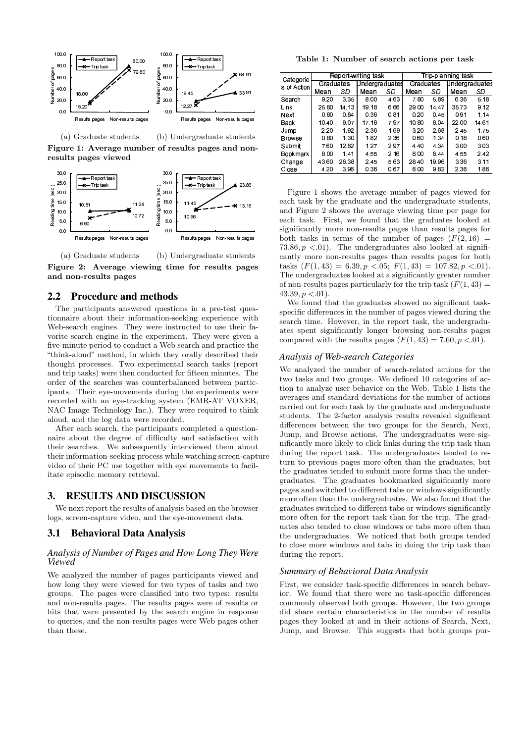(a) Graduate students (b) Undergraduate students

**Figure 1: Average number of results pages and non-results pages viewed**

(a) Graduate students (b) Undergraduate students

**Figure 2: Average viewing time for results pages and non-results pages**

## 2.2 Procedure and methods

The participants answered questions in a pre-test questionnaire about their information-seeking experience with Web-search engines. They were instructed to use their favorite search engine in the experiment. They were given a five-minute period to conduct a Web search and practice the "think-aloud" method, in which they orally described their thought processes. Two experimental search tasks (report and trip tasks) were then conducted for fifteen minutes. The order of the searches was counterbalanced between participants. Their eye-movements during the experiments were recorded with an eye-tracking system (EMR-AT VOXER, NAC Image Technology Inc.). They were required to think aloud, and the log data were recorded.

After each search, the participants completed a questionnaire about the degree of difficulty and satisfaction with their searches. We subsequently interviewed them about their information-seeking process while watching screen-capture video of their PC use together with eye movements to facilitate episodic memory retrieval.

# 3. RESULTS AND DISCUSSION

We next report the results of analysis based on the browser logs, screen-capture video, and the eye-movement data.

## 3.1 Behavioral Data Analysis

### *Analysis of Number of Pages and How Long They Were Viewed*

We analyzed the number of pages participants viewed and how long they were viewed for two types of tasks and two groups. The pages were classified into two types: results and non-results pages. The results pages were of results or hits that were presented by the search engine in response to queries, and the non-results pages were Web pages other than these.

**Table 1: Number of search actions per task**

| Categories of Action | Report-writing task | | | | Trip-planning task | | | |
|---|---|---|---|---|---|---|---|---|
| | Graduates | | Undergraduates | | Graduates | | Undergraduates | |
| | Mean | SD | Mean | SD | Mean | SD | Mean | SD |
| Search | 9.20 | 3.35 | 8.00 | 4.63 | 7.80 | 5.89 | 6.36 | 5.18 |
| Link | 25.80 | 14.13 | 19.18 | 6.66 | 29.00 | 14.47 | 35.73 | 9.12 |
| Next | 0.80 | 0.84 | 0.36 | 0.81 | 0.20 | 0.45 | 0.91 | 1.14 |
| Back | 10.40 | 9.07 | 17.18 | 7.97 | 10.80 | 8.04 | 22.00 | 14.61 |
| Jump | 2.20 | 1.92 | 2.36 | 1.69 | 3.20 | 2.68 | 2.45 | 1.75 |
| Browse | 0.80 | 1.30 | 1.82 | 2.36 | 0.60 | 1.34 | 0.18 | 0.60 |
| Submit | 7.60 | 12.62 | 1.27 | 2.97 | 4.40 | 4.34 | 3.00 | 3.03 |
| Bookmark | 8.00 | 1.41 | 4.55 | 2.16 | 8.00 | 6.44 | 4.55 | 2.42 |
| Change | 43.60 | 26.38 | 2.45 | 5.63 | 28.40 | 19.96 | 3.36 | 3.11 |
| Close | 4.20 | 3.96 | 0.36 | 0.67 | 6.00 | 9.82 | 2.36 | 1.86 |

Figure 1 shows the average number of pages viewed for each task by the graduate and the undergraduate students, and Figure 2 shows the average viewing time per page for each task. First, we found that the graduates looked at significantly more non-results pages than results pages for both tasks in terms of the number of pages ($F(2, 16) = 73.86, p < .01$). The undergraduates also looked at significantly more non-results pages than results pages for both tasks ($F(1, 43) = 6.39, p < .05$; $F(1, 43) = 107.82, p < .01$). The undergraduates looked at a significantly greater number of non-results pages particularly for the trip task ($F(1, 43) = 43.39, p < .01$).

We found that the graduates showed no significant task-specific differences in the number of pages viewed during the search time. However, in the report task, the undergraduates spent significantly longer browsing non-results pages compared with the results pages ($F(1, 43) = 7.60, p < .01$).

### *Analysis of Web-search Categories*

We analyzed the number of search-related actions for the two tasks and two groups. We defined 10 categories of action to analyze user behavior on the Web. Table 1 lists the averages and standard deviations for the number of actions carried out for each task by the graduate and undergraduate students. The 2-factor analysis results revealed significant differences between the two groups for the Search, Next, Jump, and Browse actions. The undergraduates were significantly more likely to click links during the trip task than during the report task. The undergraduates tended to return to previous pages more often than the graduates, but the graduates tended to submit more forms than the undergraduates. The graduates bookmarked significantly more pages and switched to different tabs or windows significantly more often than the undergraduates. We also found that the graduates switched to different tabs or windows significantly more often for the report task than for the trip. The graduates also tended to close windows or tabs more often than the undergraduates. We noticed that both groups tended to close more windows and tabs in doing the trip task than during the report.

### *Summary of Behavioral Data Analysis*

First, we consider task-specific differences in search behavior. We found that there were no task-specific differences commonly observed both groups. However, the two groups did share certain characteristics in the number of results pages they looked at and in their actions of Search, Next, Jump, and Browse. This suggests that both groups pur-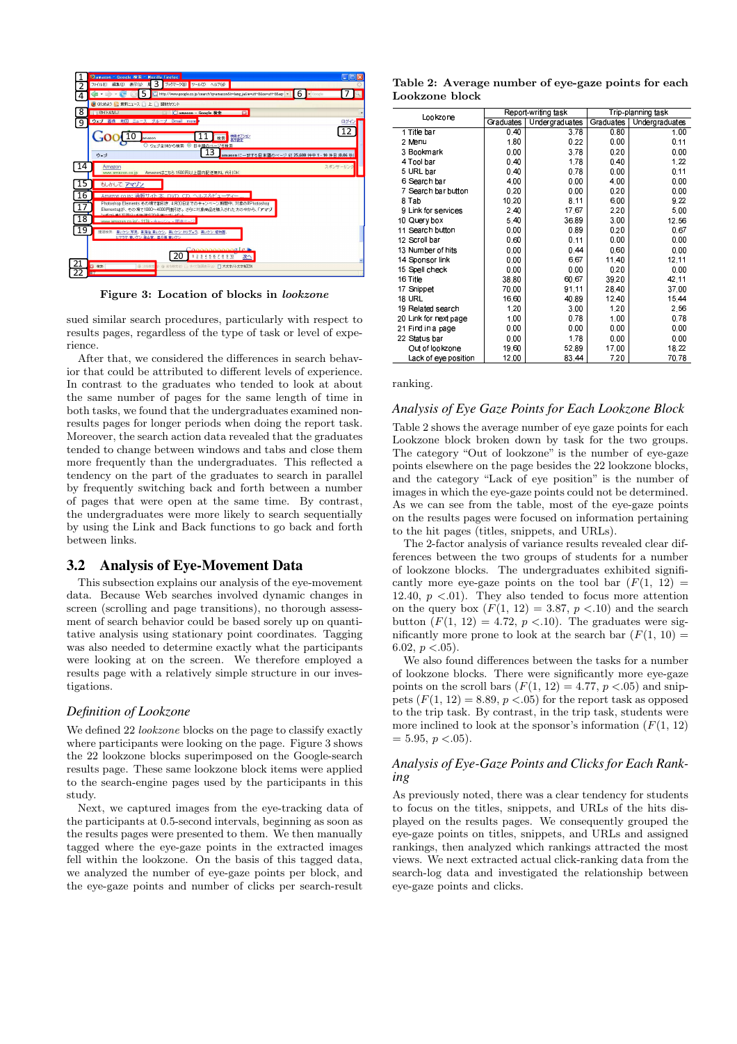Figure 3: Location of blocks in *lookzone*

sued similar search procedures, particularly with respect to results pages, regardless of the type of task or level of experience.

After that, we considered the differences in search behavior that could be attributed to different levels of experience. In contrast to the graduates who tended to look at about the same number of pages for the same length of time in both tasks, we found that the undergraduates examined non-results pages for longer periods when doing the report task. Moreover, the search action data revealed that the graduates tended to change between windows and tabs and close them more frequently than the undergraduates. This reflected a tendency on the part of the graduates to search in parallel by frequently switching back and forth between a number of pages that were open at the same time. By contrast, the undergraduates were more likely to search sequentially by using the Link and Back functions to go back and forth between links.

## 3.2 Analysis of Eye-Movement Data

This subsection explains our analysis of the eye-movement data. Because Web searches involved dynamic changes in screen (scrolling and page transitions), no thorough assessment of search behavior could be based solely up on quantitative analysis using stationary point coordinates. Tagging was also needed to determine exactly what the participants were looking at on the screen. We therefore employed a results page with a relatively simple structure in our investigations.

### *Definition of Lookzone*

We defined 22 *lookzone* blocks on the page to classify exactly where participants were looking on the page. Figure 3 shows the 22 lookzone blocks superimposed on the Google-search results page. These same lookzone block items were applied to the search-engine pages used by the participants in this study.

Next, we captured images from the eye-tracking data of the participants at 0.5-second intervals, beginning as soon as the results pages were presented to them. We then manually tagged where the eye-gaze points in the extracted images fell within the lookzone. On the basis of this tagged data, we analyzed the number of eye-gaze points per block, and the eye-gaze points and number of clicks per search-result ranking.

**Table 2: Average number of eye-gaze points for each Lookzone block**

| Lookzone | Report-writing task | | Trip-planning task | |
|---|---|---|---|---|
| | Graduates | Undergraduates | Graduates | Undergraduates |
| 1 Title bar | 0.40 | 3.78 | 0.80 | 1.00 |
| 2 Menu | 1.80 | 0.22 | 0.00 | 0.11 |
| 3 Bookmark | 0.00 | 3.78 | 0.20 | 0.00 |
| 4 Tool bar | 0.40 | 1.78 | 0.40 | 1.22 |
| 5 URL bar | 0.40 | 0.78 | 0.00 | 0.11 |
| 6 Search bar | 4.00 | 0.00 | 4.00 | 0.00 |
| 7 Search bar button | 0.20 | 0.00 | 0.20 | 0.00 |
| 8 Tab | 10.20 | 8.11 | 6.00 | 9.22 |
| 9 Link for services | 2.40 | 17.67 | 2.20 | 5.00 |
| 10 Query box | 5.40 | 36.89 | 3.00 | 12.56 |
| 11 Search button | 0.00 | 0.89 | 0.20 | 0.67 |
| 12 Scroll bar | 0.60 | 0.11 | 0.00 | 0.00 |
| 13 Number of hits | 0.00 | 0.44 | 0.60 | 0.00 |
| 14 Sponsor link | 0.00 | 6.67 | 11.40 | 12.11 |
| 15 Spell check | 0.00 | 0.00 | 0.20 | 0.00 |
| 16 Title | 38.80 | 60.67 | 39.20 | 42.11 |
| 17 Snippet | 70.00 | 91.11 | 28.40 | 37.00 |
| 18 URL | 16.60 | 40.89 | 12.40 | 15.44 |
| 19 Related search | 1.20 | 3.00 | 1.20 | 2.56 |
| 20 Link for next page | 1.00 | 0.78 | 1.00 | 0.78 |
| 21 Find in a page | 0.00 | 0.00 | 0.00 | 0.00 |
| 22 Status bar | 0.00 | 1.78 | 0.00 | 0.00 |
| Out of lookzone | 19.60 | 52.89 | 17.00 | 18.22 |
| Lack of eye position | 12.00 | 83.44 | 7.20 | 70.78 |

ranking.

### *Analysis of Eye Gaze Points for Each Lookzone Block*

Table 2 shows the average number of eye gaze points for each Lookzone block broken down by task for the two groups. The category "Out of lookzone" is the number of eye-gaze points elsewhere on the page besides the 22 lookzone blocks, and the category "Lack of eye position" is the number of images in which the eye-gaze points could not be determined. As we can see from the table, most of the eye-gaze points on the results pages were focused on information pertaining to the hit pages (titles, snippets, and URLs).

The 2-factor analysis of variance results revealed clear differences between the two groups of students for a number of lookzone blocks. The undergraduates exhibited significantly more eye-gaze points on the tool bar ($F(1,\ 12) = 12.40$, $p < .01$). They also tended to focus more attention on the query box ($F(1,\ 12) = 3.87$, $p < .10$) and the search button ($F(1,\ 12) = 4.72$, $p < .10$). The graduates were significantly more prone to look at the search bar ($F(1,\ 10) = 6.02$, $p < .05$).

We also found differences between the tasks for a number of lookzone blocks. There were significantly more eye-gaze points on the scroll bars ($F(1,\ 12) = 4.77$, $p < .05$) and snippets ($F(1,\ 12) = 8.89$, $p < .05$) for the report task as opposed to the trip task. By contrast, in the trip task, students were more inclined to look at the sponsor's information ($F(1,\ 12) = 5.95$, $p < .05$).

### *Analysis of Eye-Gaze Points and Clicks for Each Ranking*

As previously noted, there was a clear tendency for students to focus on the titles, snippets, and URLs of the hits displayed on the results pages. We consequently grouped the eye-gaze points on titles, snippets, and URLs and assigned rankings, then analyzed which rankings attracted the most views. We next extracted actual click-ranking data from the search-log data and investigated the relationship between eye-gaze points and clicks.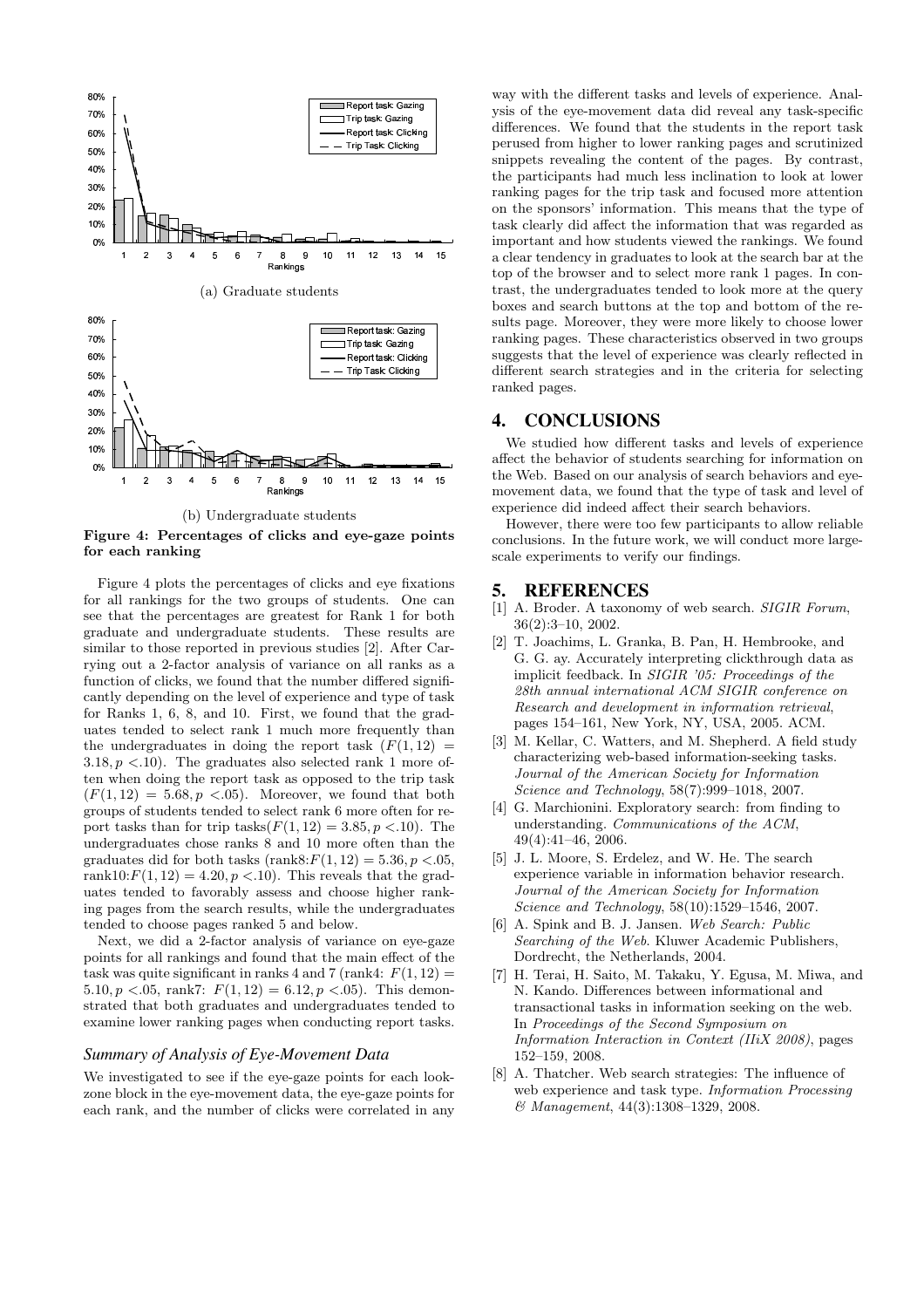80%
70%
60%
50%
40%
30%
20%
10%
0%

Report task: Gazing
Trip task: Gazing
Report task: Clicking
Trip Task: Clicking

1 2 3 4 5 6 7 8 9 10 11 12 13 14 15

Rankings

(a) Graduate students

80%
70%
60%
50%
40%
30%
20%
10%
0%

Report task: Gazing
Trip task: Gazing
Report task: Clicking
Trip Task: Clicking

1 2 3 4 5 6 7 8 9 10 11 12 13 14 15

Rankings

(b) Undergraduate students

**Figure 4: Percentages of clicks and eye-gaze points for each ranking**

Figure 4 plots the percentages of clicks and eye fixations for all rankings for the two groups of students. One can see that the percentages are greatest for Rank 1 for both graduate and undergraduate students. These results are similar to those reported in previous studies [2]. After Carrying out a 2-factor analysis of variance on all ranks as a function of clicks, we found that the number differed significantly depending on the level of experience and type of task for Ranks 1, 6, 8, and 10. First, we found that the graduates tended to select rank 1 much more frequently than the undergraduates in doing the report task ($F(1, 12) = 3.18, p < .10$). The graduates also selected rank 1 more often when doing the report task as opposed to the trip task ($F(1, 12) = 5.68, p < .05$). Moreover, we found that both groups of students tended to select rank 6 more often for report tasks than for trip tasks($F(1, 12) = 3.85, p < .10$). The undergraduates chose ranks 8 and 10 more often than the graduates did for both tasks (rank8:$F(1, 12) = 5.36, p < .05$, rank10:$F(1, 12) = 4.20, p < .10$). This reveals that the graduates tended to favorably assess and choose higher ranking pages from the search results, while the undergraduates tended to choose pages ranked 5 and below.

Next, we did a 2-factor analysis of variance on eye-gaze points for all rankings and found that the main effect of the task was quite significant in ranks 4 and 7 (rank4: $F(1, 12) = 5.10, p < .05$, rank7: $F(1, 12) = 6.12, p < .05$). This demonstrated that both graduates and undergraduates tended to examine lower ranking pages when conducting report tasks.

### *Summary of Analysis of Eye-Movement Data*

We investigated to see if the eye-gaze points for each lookzone block in the eye-movement data, the eye-gaze points for each rank, and the number of clicks were correlated in any way with the different tasks and levels of experience. Analysis of the eye-movement data did reveal any task-specific differences. We found that the students in the report task perused from higher to lower ranking pages and scrutinized snippets revealing the content of the pages. By contrast, the participants had much less inclination to look at lower ranking pages for the trip task and focused more attention on the sponsors' information. This means that the type of task clearly did affect the information that was regarded as important and how students viewed the rankings. We found a clear tendency in graduates to look at the search bar at the top of the browser and to select more rank 1 pages. In contrast, the undergraduates tended to look more at the query boxes and search buttons at the top and bottom of the results page. Moreover, they were more likely to choose lower ranking pages. These characteristics observed in two groups suggests that the level of experience was clearly reflected in different search strategies and in the criteria for selecting ranked pages.

## 4. CONCLUSIONS

We studied how different tasks and levels of experience affect the behavior of students searching for information on the Web. Based on our analysis of search behaviors and eye-movement data, we found that the type of task and level of experience did indeed affect their search behaviors.

However, there were too few participants to allow reliable conclusions. In the future work, we will conduct more large-scale experiments to verify our findings.

## 5. REFERENCES

[1] A. Broder. A taxonomy of web search. *SIGIR Forum*, 36(2):3–10, 2002.

[2] T. Joachims, L. Granka, B. Pan, H. Hembrooke, and G. G. ay. Accurately interpreting clickthrough data as implicit feedback. In *SIGIR '05: Proceedings of the 28th annual international ACM SIGIR conference on Research and development in information retrieval*, pages 154–161, New York, NY, USA, 2005. ACM.

[3] M. Kellar, C. Watters, and M. Shepherd. A field study characterizing web-based information-seeking tasks. *Journal of the American Society for Information Science and Technology*, 58(7):999–1018, 2007.

[4] G. Marchionini. Exploratory search: from finding to understanding. *Communications of the ACM*, 49(4):41–46, 2006.

[5] J. L. Moore, S. Erdelez, and W. He. The search experience variable in information behavior research. *Journal of the American Society for Information Science and Technology*, 58(10):1529–1546, 2007.

[6] A. Spink and B. J. Jansen. *Web Search: Public Searching of the Web*. Kluwer Academic Publishers, Dordrecht, the Netherlands, 2004.

[7] H. Terai, H. Saito, M. Takaku, Y. Egusa, M. Miwa, and N. Kando. Differences between informational and transactional tasks in information seeking on the web. In *Proceedings of the Second Symposium on Information Interaction in Context (IIiX 2008)*, pages 152–159, 2008.

[8] A. Thatcher. Web search strategies: The influence of web experience and task type. *Information Processing & Management*, 44(3):1308–1329, 2008.